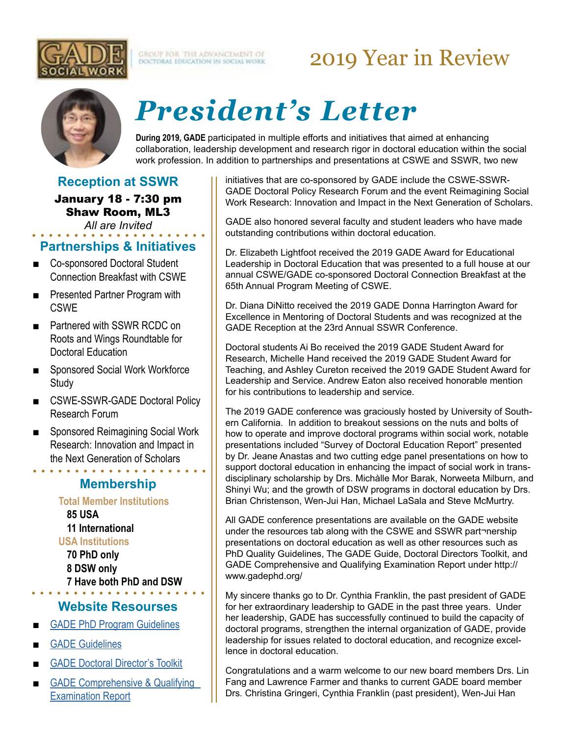GROUP FOR THE ADVANCEMENT OF DOCTORAL EDUCATION IN SOCIAL WORK

# 2019 Year in Review

# *President's Letter*

**During 2019, GADE** participated in multiple efforts and initiatives that aimed at enhancing collaboration, leadership development and research rigor in doctoral education within the social work profession. In addition to partnerships and presentations at CSWE and SSWR, two new initiatives that are co-sponsored by GADE include the CSWE-SSWR-GADE Doctoral Policy Research Forum and the event Reimagining Social Work Research: Innovation and Impact in the Next Generation of Scholars.

GADE also honored several faculty and student leaders who have made outstanding contributions within doctoral education.

Dr. Elizabeth Lightfoot received the 2019 GADE Award for Educational Leadership in Doctoral Education that was presented to a full house at our annual CSWE/GADE co-sponsored Doctoral Connection Breakfast at the 65th Annual Program Meeting of CSWE.

Dr. Diana DiNitto received the 2019 GADE Donna Harrington Award for Excellence in Mentoring of Doctoral Students and was recognized at the GADE Reception at the 23rd Annual SSWR Conference.

Doctoral students Ai Bo received the 2019 GADE Student Award for Research, Michelle Hand received the 2019 GADE Student Award for Teaching, and Ashley Cureton received the 2019 GADE Student Award for Leadership and Service. Andrew Eaton also received honorable mention for his contributions to leadership and service.

The 2019 GADE conference was graciously hosted by University of Southern California. In addition to breakout sessions on the nuts and bolts of how to operate and improve doctoral programs within social work, notable presentations included "Survey of Doctoral Education Report" presented by Dr. Jeane Anastas and two cutting edge panel presentations on how to support doctoral education in enhancing the impact of social work in transdisciplinary scholarship by Drs. Michàlle Mor Barak, Norweeta Milburn, and Shinyi Wu; and the growth of DSW programs in doctoral education by Drs. Brian Christenson, Wen-Jui Han, Michael LaSala and Steve McMurtry.

All GADE conference presentations are available on the GADE website under the resources tab along with the CSWE and SSWR part¬nership presentations on doctoral education as well as other resources such as PhD Quality Guidelines, The GADE Guide, Doctoral Directors Toolkit, and GADE Comprehensive and Qualifying Examination Report under http://www.gadephd.org/

My sincere thanks go to Dr. Cynthia Franklin, the past president of GADE for her extraordinary leadership to GADE in the past three years. Under her leadership, GADE has successfully continued to build the capacity of doctoral programs, strengthen the internal organization of GADE, provide leadership for issues related to doctoral education, and recognize excellence in doctoral education.

Congratulations and a warm welcome to our new board members Drs. Lin Fang and Lawrence Farmer and thanks to current GADE board member Drs. Christina Gringeri, Cynthia Franklin (past president), Wen-Jui Han

## Reception at SSWR

**January 18 - 7:30 pm**
**Shaw Room, ML3**
*All are Invited*

## Partnerships & Initiatives

- Co-sponsored Doctoral Student Connection Breakfast with CSWE
- Presented Partner Program with CSWE
- Partnered with SSWR RCDC on Roots and Wings Roundtable for Doctoral Education
- Sponsored Social Work Workforce Study
- CSWE-SSWR-GADE Doctoral Policy Research Forum
- Sponsored Reimagining Social Work Research: Innovation and Impact in the Next Generation of Scholars

## Membership

**Total Member Institutions**
**85 USA**
**11 International**

**USA Institutions**
**70 PhD only**
**8 DSW only**
**7 Have both PhD and DSW**

## Website Resourses

- GADE PhD Program Guidelines
- GADE Guidelines
- GADE Doctoral Director's Toolkit
- GADE Comprehensive & Qualifying Examination Report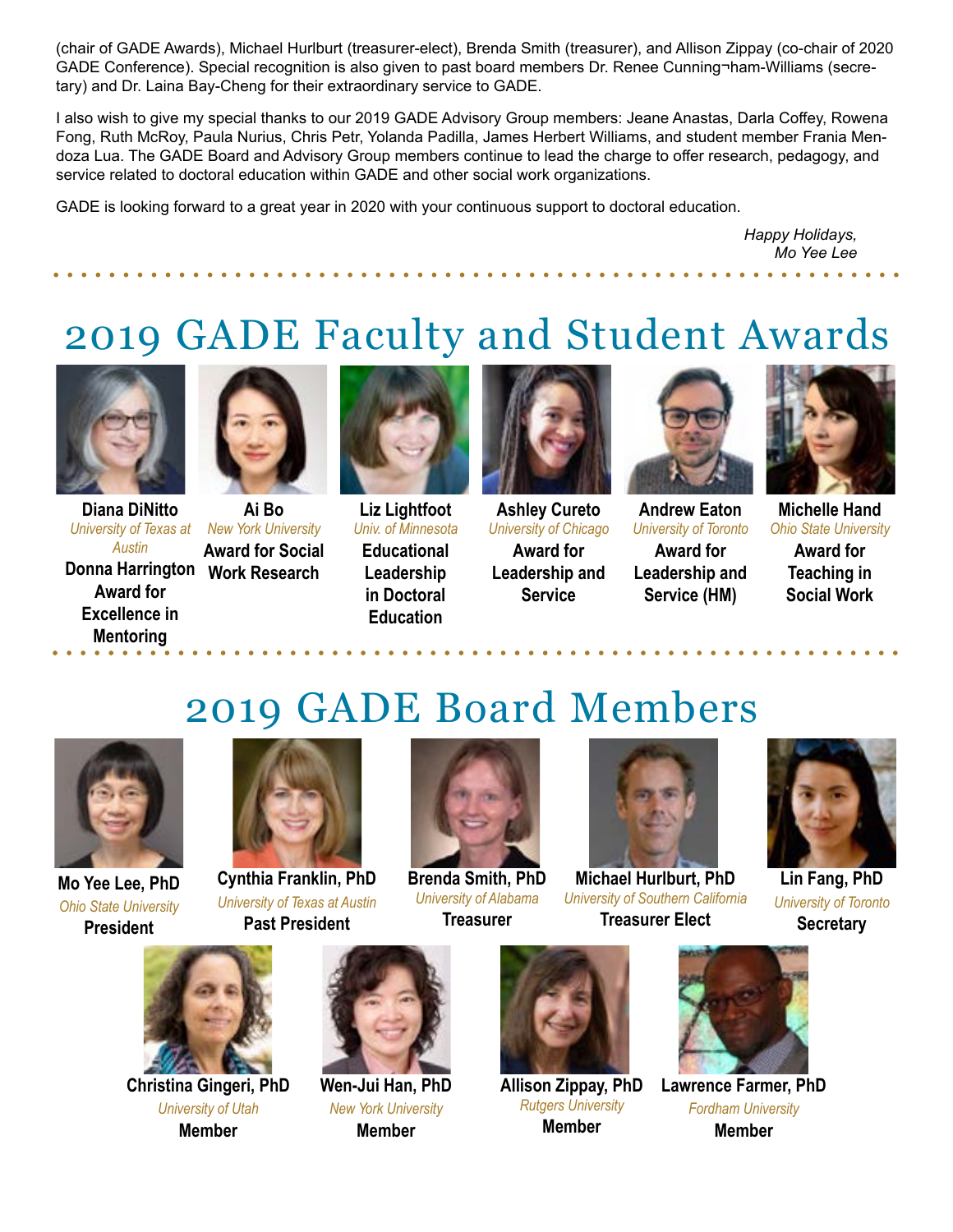(chair of GADE Awards), Michael Hurlburt (treasurer-elect), Brenda Smith (treasurer), and Allison Zippay (co-chair of 2020 GADE Conference). Special recognition is also given to past board members Dr. Renee Cunning¬ham-Williams (secretary) and Dr. Laina Bay-Cheng for their extraordinary service to GADE.

I also wish to give my special thanks to our 2019 GADE Advisory Group members: Jeane Anastas, Darla Coffey, Rowena Fong, Ruth McRoy, Paula Nurius, Chris Petr, Yolanda Padilla, James Herbert Williams, and student member Frania Mendoza Lua. The GADE Board and Advisory Group members continue to lead the charge to offer research, pedagogy, and service related to doctoral education within GADE and other social work organizations.

GADE is looking forward to a great year in 2020 with your continuous support to doctoral education.

*Happy Holidays,*
*Mo Yee Lee*

# 2019 GADE Faculty and Student Awards

**Diana DiNitto**
*University of Texas at Austin*
**Donna Harrington Award for Excellence in Mentoring**

**Ai Bo**
*New York University*
**Award for Social Work Research**

**Liz Lightfoot**
*Univ. of Minnesota*
**Educational Leadership in Doctoral Education**

**Ashley Cureto**
*University of Chicago*
**Award for Leadership and Service**

**Andrew Eaton**
*University of Toronto*
**Award for Leadership and Service (HM)**

**Michelle Hand**
*Ohio State University*
**Award for Teaching in Social Work**

# 2019 GADE Board Members

**Mo Yee Lee, PhD**
*Ohio State University*
**President**

**Cynthia Franklin, PhD**
*University of Texas at Austin*
**Past President**

**Brenda Smith, PhD**
*University of Alabama*
**Treasurer**

**Michael Hurlburt, PhD**
*University of Southern California*
**Treasurer Elect**

**Lin Fang, PhD**
*University of Toronto*
**Secretary**

**Christina Gingeri, PhD**
*University of Utah*
**Member**

**Wen-Jui Han, PhD**
*New York University*
**Member**

**Allison Zippay, PhD**
*Rutgers University*
**Member**

**Lawrence Farmer, PhD**
*Fordham University*
**Member**